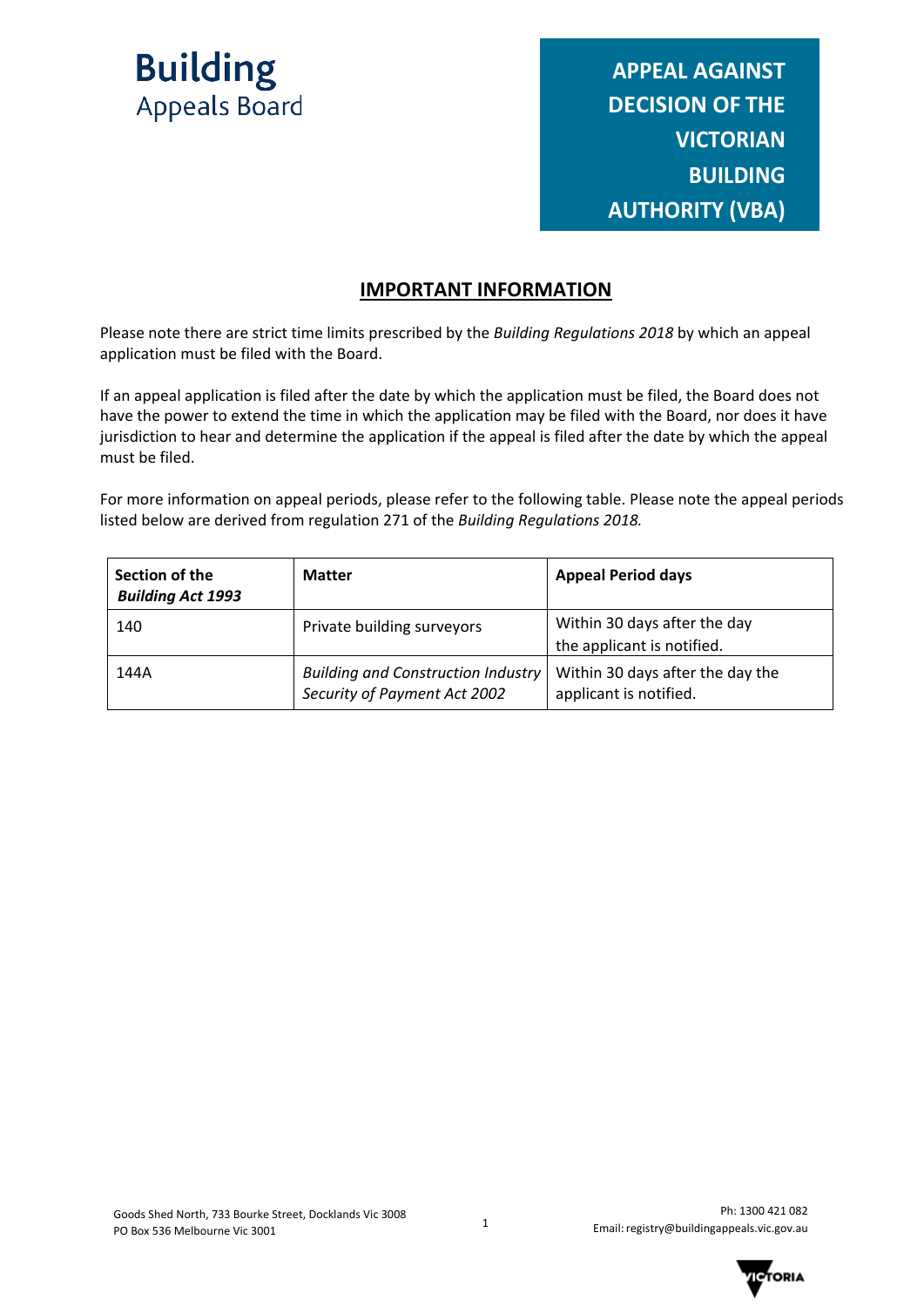**Building**
Appeals Board

# APPEAL AGAINST DECISION OF THE VICTORIAN BUILDING AUTHORITY (VBA)

## IMPORTANT INFORMATION

Please note there are strict time limits prescribed by the *Building Regulations 2018* by which an appeal application must be filed with the Board.

If an appeal application is filed after the date by which the application must be filed, the Board does not have the power to extend the time in which the application may be filed with the Board, nor does it have jurisdiction to hear and determine the application if the appeal is filed after the date by which the appeal must be filed.

For more information on appeal periods, please refer to the following table. Please note the appeal periods listed below are derived from regulation 271 of the *Building Regulations 2018.*

| **Section of the *Building Act 1993*** | **Matter** | **Appeal Period days** |
|---|---|---|
| 140 | Private building surveyors | Within 30 days after the day the applicant is notified. |
| 144A | *Building and Construction Industry Security of Payment Act 2002* | Within 30 days after the day the applicant is notified. |

Goods Shed North, 733 Bourke Street, Docklands Vic 3008
PO Box 536 Melbourne Vic 3001

Ph: 1300 421 082
Email: registry@buildingappeals.vic.gov.au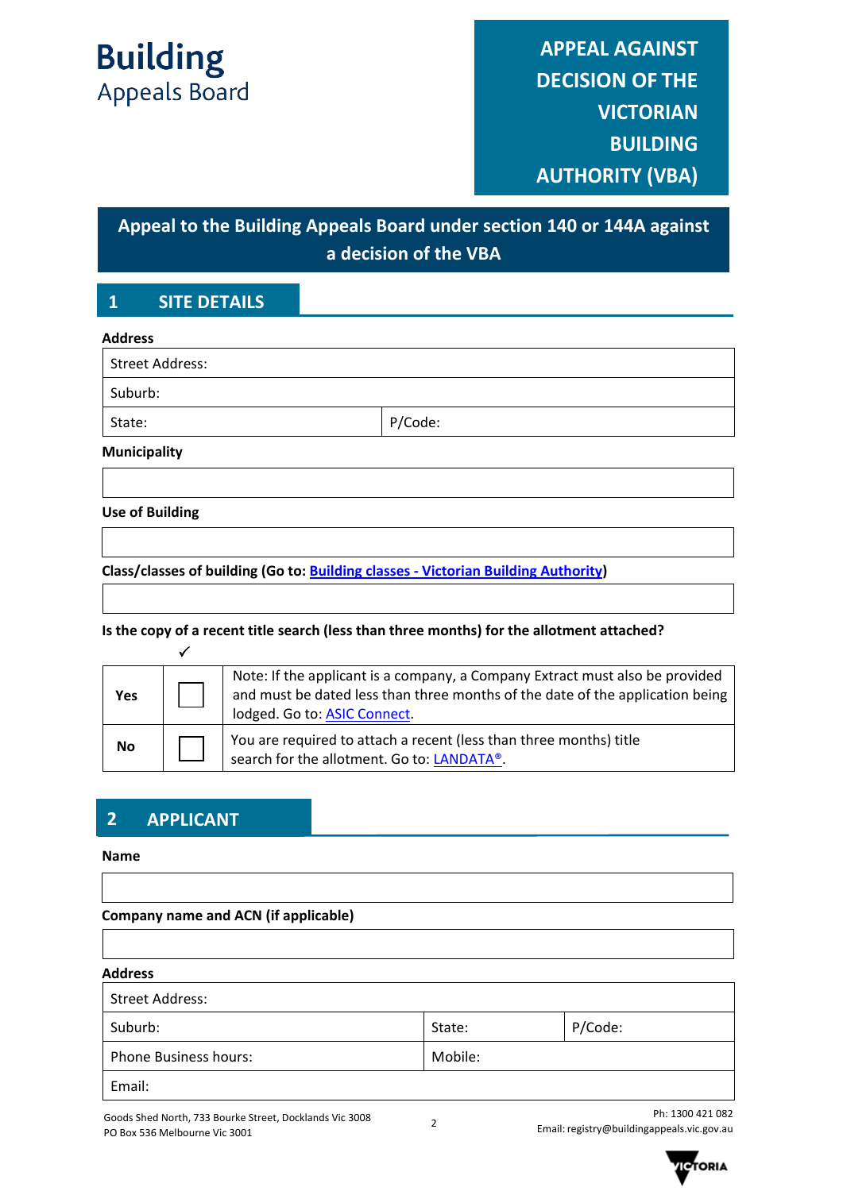Building
Appeals Board

# APPEAL AGAINST DECISION OF THE VICTORIAN BUILDING AUTHORITY (VBA)

## Appeal to the Building Appeals Board under section 140 or 144A against a decision of the VBA

## 1 SITE DETAILS

**Address**

| Street Address: | |
|---|---|
| Suburb: | |
| State: | P/Code: |

**Municipality**

| |
|---|

**Use of Building**

| |
|---|

**Class/classes of building (Go to: Building classes - Victorian Building Authority)**

| |
|---|

**Is the copy of a recent title search (less than three months) for the allotment attached?**

| | ✓ | |
|---|---|---|
| **Yes** | ☐ | Note: If the applicant is a company, a Company Extract must also be provided and must be dated less than three months of the date of the application being lodged. Go to: ASIC Connect. |
| **No** | ☐ | You are required to attach a recent (less than three months) title search for the allotment. Go to: LANDATA®. |

## 2 APPLICANT

**Name**

| |
|---|

**Company name and ACN (if applicable)**

| |
|---|

**Address**

| Street Address: | | |
|---|---|---|
| Suburb: | State: | P/Code: |
| Phone Business hours: | Mobile: | |
| Email: | | |

Goods Shed North, 733 Bourke Street, Docklands Vic 3008
PO Box 536 Melbourne Vic 3001

Ph: 1300 421 082
Email: registry@buildingappeals.vic.gov.au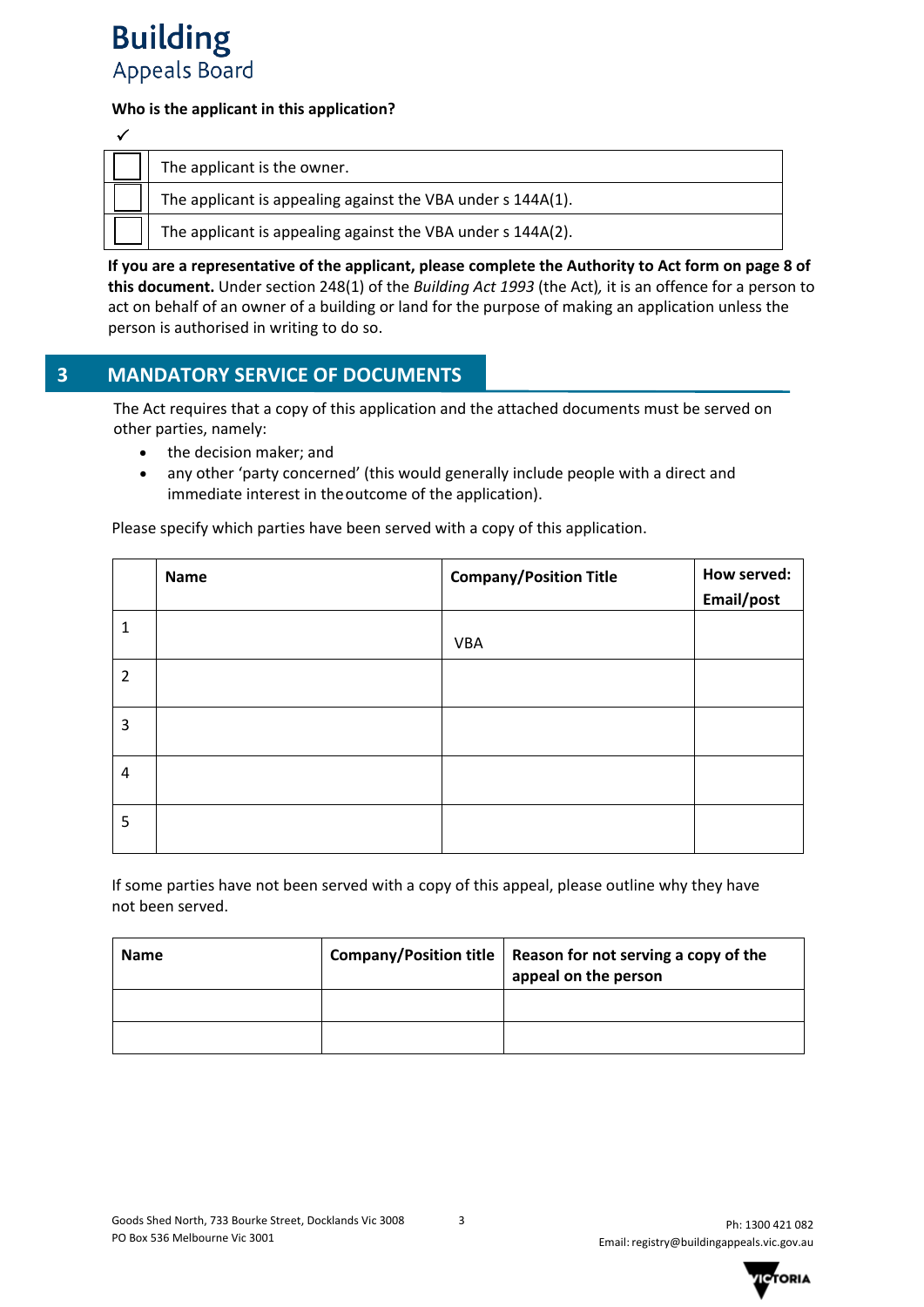**Who is the applicant in this application?**

| ✓ | |
|---|---|
| ☐ | The applicant is the owner. |
| ☐ | The applicant is appealing against the VBA under s 144A(1). |
| ☐ | The applicant is appealing against the VBA under s 144A(2). |

**If you are a representative of the applicant, please complete the Authority to Act form on page 8 of this document.** Under section 248(1) of the *Building Act 1993* (the Act), it is an offence for a person to act on behalf of an owner of a building or land for the purpose of making an application unless the person is authorised in writing to do so.

## 3 MANDATORY SERVICE OF DOCUMENTS

The Act requires that a copy of this application and the attached documents must be served on other parties, namely:

- the decision maker; and
- any other 'party concerned' (this would generally include people with a direct and immediate interest in the outcome of the application).

Please specify which parties have been served with a copy of this application.

| | **Name** | **Company/Position Title** | **How served: Email/post** |
|---|---|---|---|
| 1 | | VBA | |
| 2 | | | |
| 3 | | | |
| 4 | | | |
| 5 | | | |

If some parties have not been served with a copy of this appeal, please outline why they have not been served.

| **Name** | **Company/Position title** | **Reason for not serving a copy of the appeal on the person** |
|---|---|---|
| | | |
| | | |

Goods Shed North, 733 Bourke Street, Docklands Vic 3008
PO Box 536 Melbourne Vic 3001

Ph: 1300 421 082
Email: registry@buildingappeals.vic.gov.au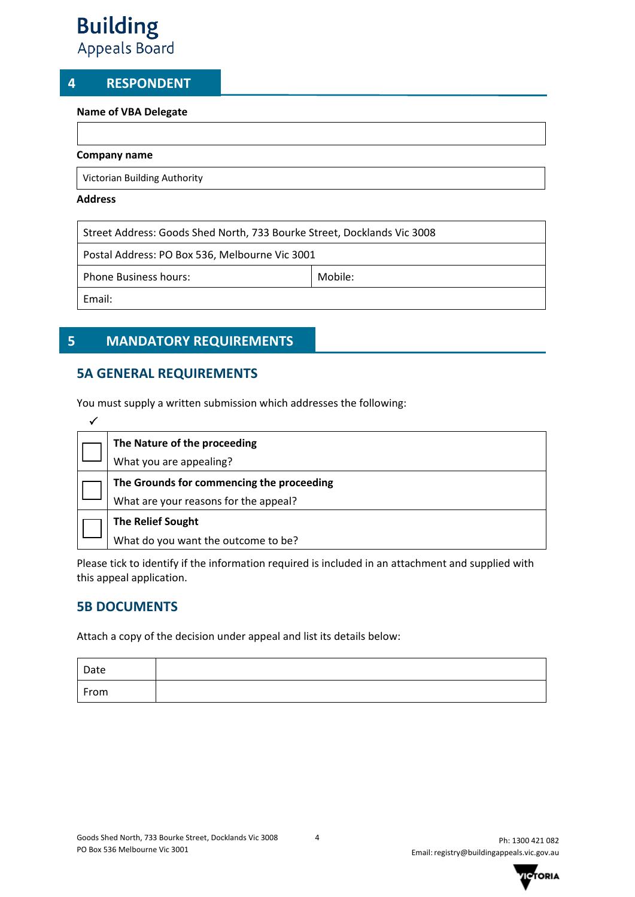# 4 RESPONDENT

**Name of VBA Delegate**

| |
|---|
| |

**Company name**

| Victorian Building Authority |
|---|

**Address**

| | |
|---|---|
| Street Address: Goods Shed North, 733 Bourke Street, Docklands Vic 3008 | |
| Postal Address: PO Box 536, Melbourne Vic 3001 | |
| Phone Business hours: | Mobile: |
| Email: | |

# 5 MANDATORY REQUIREMENTS

## 5A GENERAL REQUIREMENTS

You must supply a written submission which addresses the following:

| ✓ | |
|---|---|
| ☐ | **The Nature of the proceeding**<br>What you are appealing? |
| ☐ | **The Grounds for commencing the proceeding**<br>What are your reasons for the appeal? |
| ☐ | **The Relief Sought**<br>What do you want the outcome to be? |

Please tick to identify if the information required is included in an attachment and supplied with this appeal application.

## 5B DOCUMENTS

Attach a copy of the decision under appeal and list its details below:

| | |
|---|---|
| Date | |
| From | |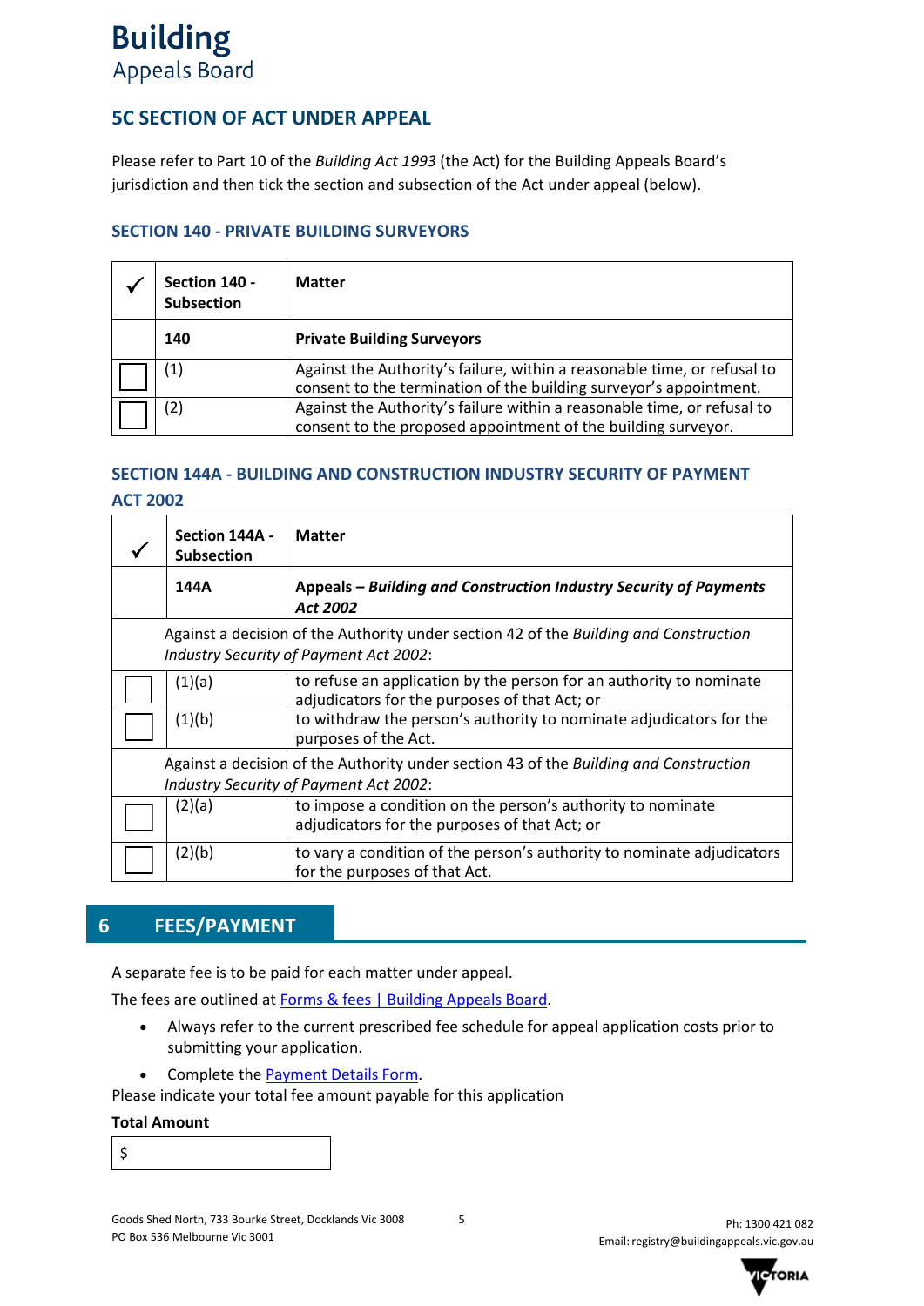**Building**
Appeals Board

## 5C SECTION OF ACT UNDER APPEAL

Please refer to Part 10 of the *Building Act 1993* (the Act) for the Building Appeals Board's jurisdiction and then tick the section and subsection of the Act under appeal (below).

### SECTION 140 - PRIVATE BUILDING SURVEYORS

| ✓ | Section 140 - Subsection | Matter |
|---|---|---|
| | **140** | **Private Building Surveyors** |
| ☐ | (1) | Against the Authority's failure, within a reasonable time, or refusal to consent to the termination of the building surveyor's appointment. |
| ☐ | (2) | Against the Authority's failure within a reasonable time, or refusal to consent to the proposed appointment of the building surveyor. |

### SECTION 144A - BUILDING AND CONSTRUCTION INDUSTRY SECURITY OF PAYMENT ACT 2002

| ✓ | Section 144A - Subsection | Matter |
|---|---|---|
| | **144A** | **Appeals – *Building and Construction Industry Security of Payments Act 2002*** |
| | Against a decision of the Authority under section 42 of the *Building and Construction Industry Security of Payment Act 2002*: | |
| ☐ | (1)(a) | to refuse an application by the person for an authority to nominate adjudicators for the purposes of that Act; or |
| ☐ | (1)(b) | to withdraw the person's authority to nominate adjudicators for the purposes of the Act. |
| | Against a decision of the Authority under section 43 of the *Building and Construction Industry Security of Payment Act 2002*: | |
| ☐ | (2)(a) | to impose a condition on the person's authority to nominate adjudicators for the purposes of that Act; or |
| ☐ | (2)(b) | to vary a condition of the person's authority to nominate adjudicators for the purposes of that Act. |

## 6 FEES/PAYMENT

A separate fee is to be paid for each matter under appeal.

The fees are outlined at Forms & fees | Building Appeals Board.

- Always refer to the current prescribed fee schedule for appeal application costs prior to submitting your application.
- Complete the Payment Details Form.

Please indicate your total fee amount payable for this application

**Total Amount**

$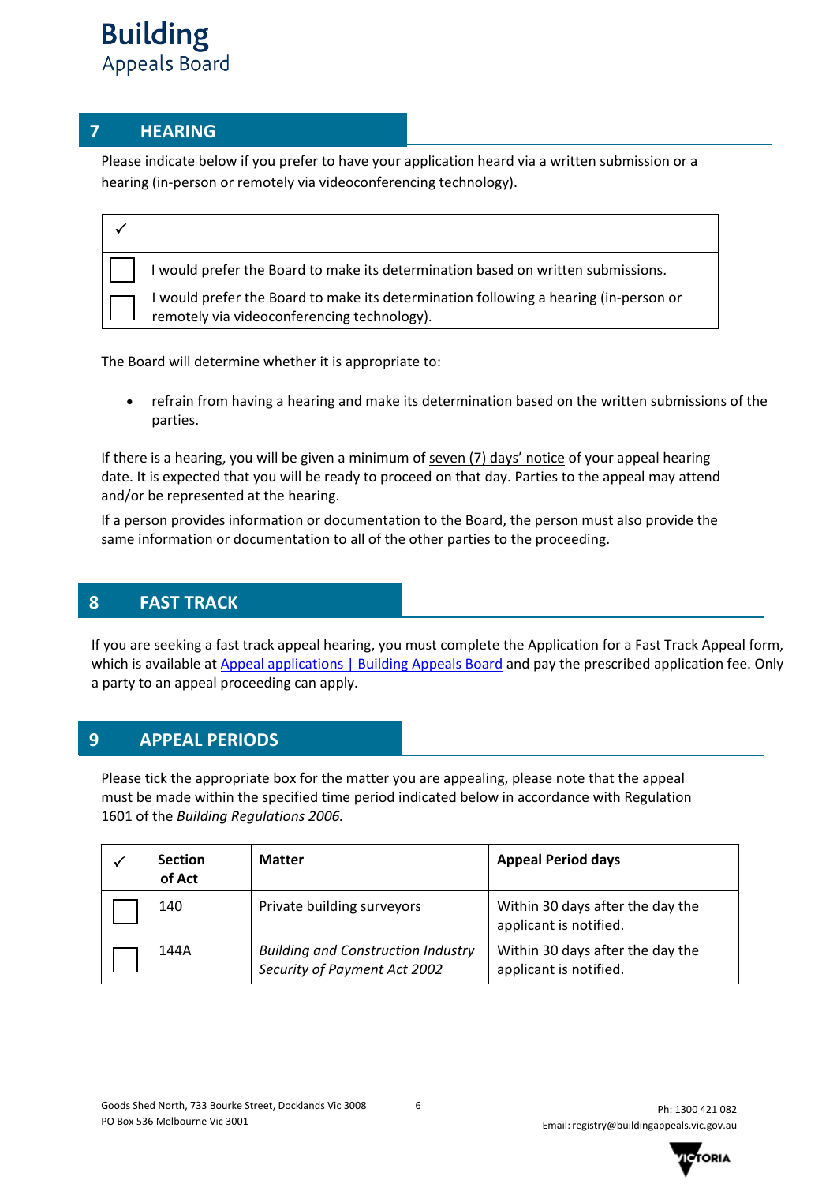## 7 HEARING

Please indicate below if you prefer to have your application heard via a written submission or a hearing (in-person or remotely via videoconferencing technology).

| ✓ | |
|---|---|
| ☐ | I would prefer the Board to make its determination based on written submissions. |
| ☐ | I would prefer the Board to make its determination following a hearing (in-person or remotely via videoconferencing technology). |

The Board will determine whether it is appropriate to:

- refrain from having a hearing and make its determination based on the written submissions of the parties.

If there is a hearing, you will be given a minimum of seven (7) days' notice of your appeal hearing date. It is expected that you will be ready to proceed on that day. Parties to the appeal may attend and/or be represented at the hearing.

If a person provides information or documentation to the Board, the person must also provide the same information or documentation to all of the other parties to the proceeding.

## 8 FAST TRACK

If you are seeking a fast track appeal hearing, you must complete the Application for a Fast Track Appeal form, which is available at [Appeal applications | Building Appeals Board] and pay the prescribed application fee. Only a party to an appeal proceeding can apply.

## 9 APPEAL PERIODS

Please tick the appropriate box for the matter you are appealing, please note that the appeal must be made within the specified time period indicated below in accordance with Regulation 1601 of the *Building Regulations 2006.*

| ✓ | Section of Act | Matter | Appeal Period days |
|---|---|---|---|
| ☐ | 140 | Private building surveyors | Within 30 days after the day the applicant is notified. |
| ☐ | 144A | *Building and Construction Industry Security of Payment Act 2002* | Within 30 days after the day the applicant is notified. |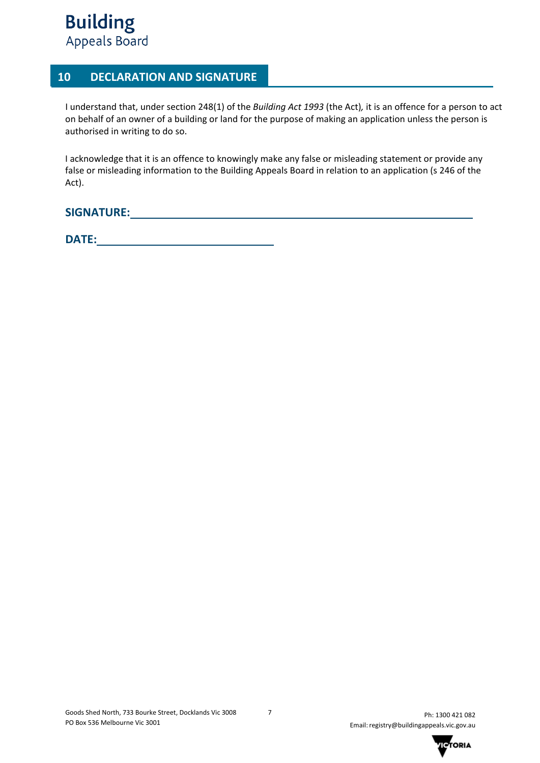## 10 DECLARATION AND SIGNATURE

I understand that, under section 248(1) of the *Building Act 1993* (the Act), it is an offence for a person to act on behalf of an owner of a building or land for the purpose of making an application unless the person is authorised in writing to do so.

I acknowledge that it is an offence to knowingly make any false or misleading statement or provide any false or misleading information to the Building Appeals Board in relation to an application (s 246 of the Act).

**SIGNATURE:** ______________________________________________

**DATE:** ________________________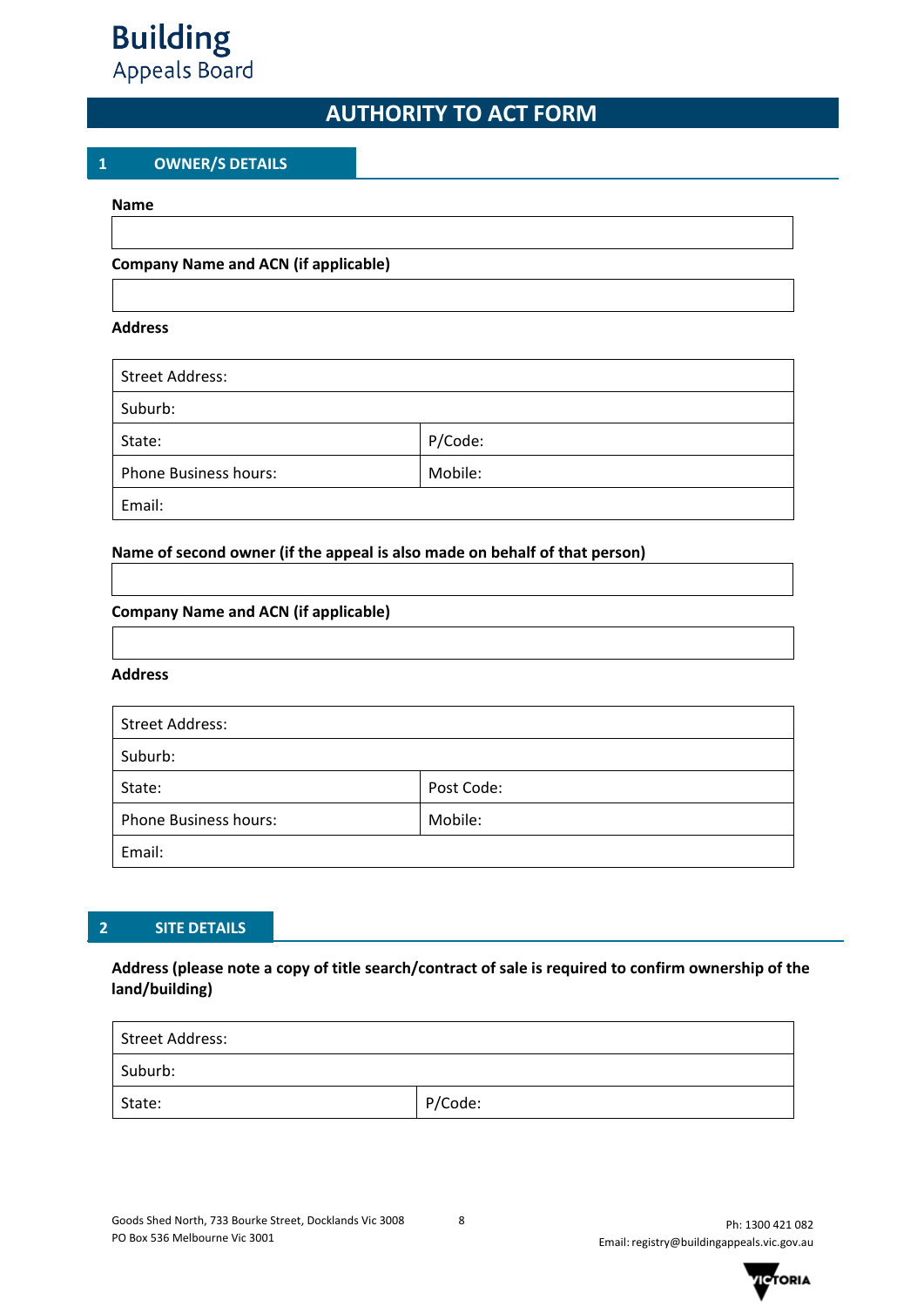Building
Appeals Board

# AUTHORITY TO ACT FORM

## 1 OWNER/S DETAILS

**Name**

| |
|---|

**Company Name and ACN (if applicable)**

| |
|---|

**Address**

| | |
|---|---|
| Street Address: | |
| Suburb: | |
| State: | P/Code: |
| Phone Business hours: | Mobile: |
| Email: | |

**Name of second owner (if the appeal is also made on behalf of that person)**

| |
|---|

**Company Name and ACN (if applicable)**

| |
|---|

**Address**

| | |
|---|---|
| Street Address: | |
| Suburb: | |
| State: | Post Code: |
| Phone Business hours: | Mobile: |
| Email: | |

## 2 SITE DETAILS

**Address (please note a copy of title search/contract of sale is required to confirm ownership of the land/building)**

| | |
|---|---|
| Street Address: | |
| Suburb: | |
| State: | P/Code: |

Goods Shed North, 733 Bourke Street, Docklands Vic 3008
PO Box 536 Melbourne Vic 3001

Ph: 1300 421 082
Email: registry@buildingappeals.vic.gov.au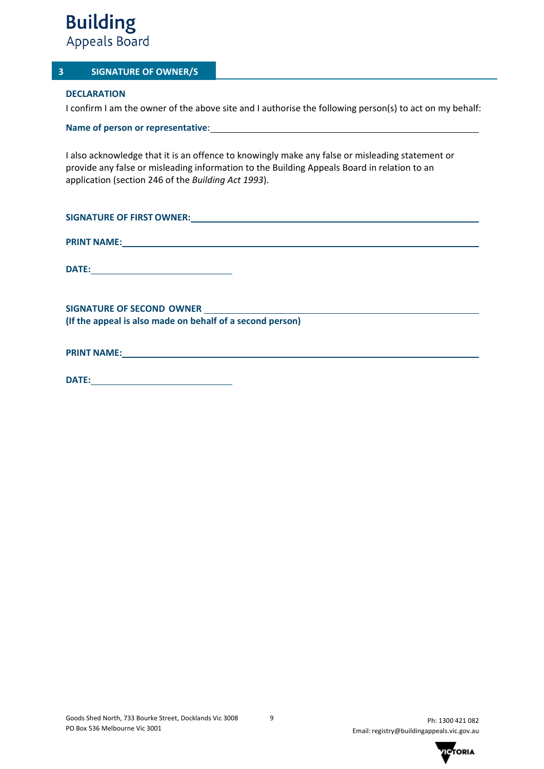## 3 SIGNATURE OF OWNER/S

**DECLARATION**

I confirm I am the owner of the above site and I authorise the following person(s) to act on my behalf:

**Name of person or representative**: ______________________________

I also acknowledge that it is an offence to knowingly make any false or misleading statement or provide any false or misleading information to the Building Appeals Board in relation to an application (section 246 of the *Building Act 1993*).

**SIGNATURE OF FIRST OWNER:** ______________________________

**PRINT NAME:** ______________________________

**DATE:** ______________________________

**SIGNATURE OF SECOND OWNER** ______________________________
**(If the appeal is also made on behalf of a second person)**

**PRINT NAME:** ______________________________

**DATE:** ______________________________

Goods Shed North, 733 Bourke Street, Docklands Vic 3008
PO Box 536 Melbourne Vic 3001

Ph: 1300 421 082
Email: registry@buildingappeals.vic.gov.au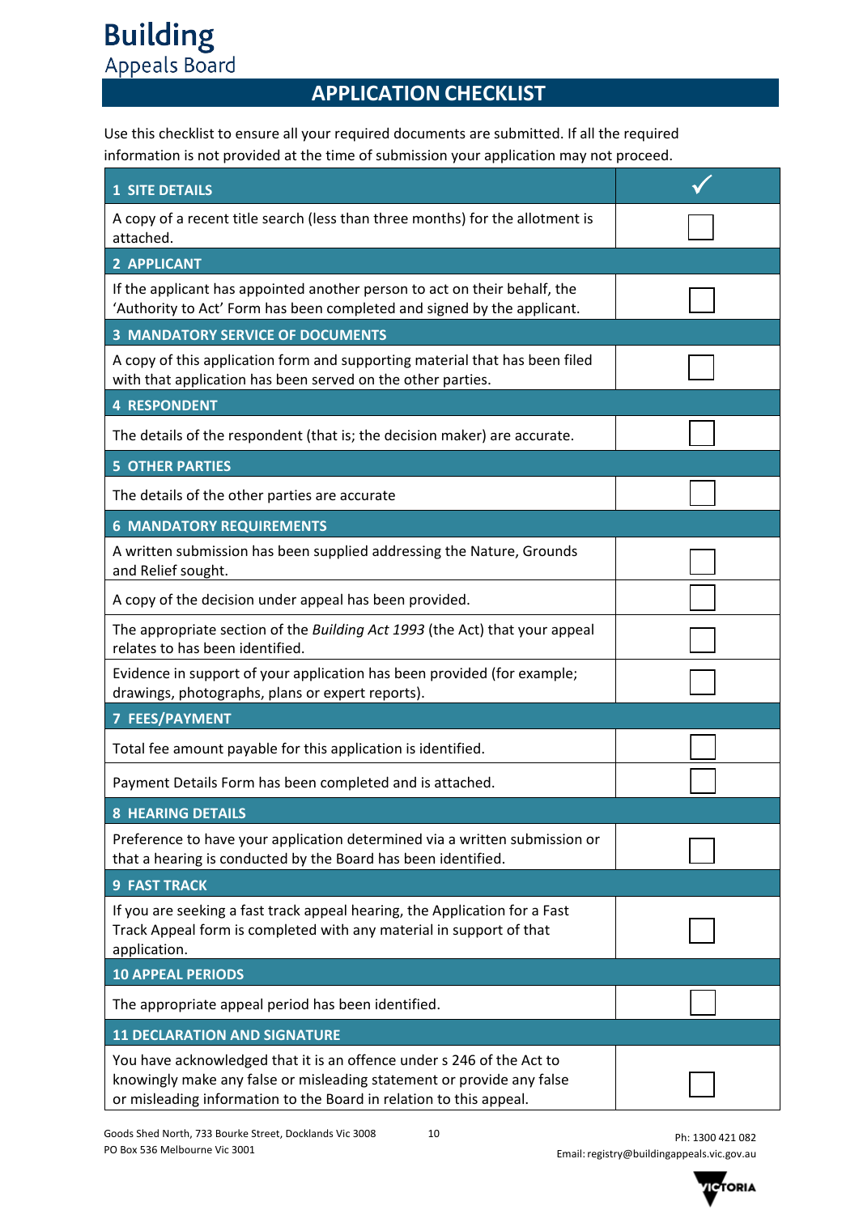# Building
Appeals Board

## APPLICATION CHECKLIST

Use this checklist to ensure all your required documents are submitted. If all the required information is not provided at the time of submission your application may not proceed.

| 1 SITE DETAILS | ✓ |
|---|---|
| A copy of a recent title search (less than three months) for the allotment is attached. | ☐ |
| **2 APPLICANT** | |
| If the applicant has appointed another person to act on their behalf, the 'Authority to Act' Form has been completed and signed by the applicant. | ☐ |
| **3 MANDATORY SERVICE OF DOCUMENTS** | |
| A copy of this application form and supporting material that has been filed with that application has been served on the other parties. | ☐ |
| **4 RESPONDENT** | |
| The details of the respondent (that is; the decision maker) are accurate. | ☐ |
| **5 OTHER PARTIES** | |
| The details of the other parties are accurate | ☐ |
| **6 MANDATORY REQUIREMENTS** | |
| A written submission has been supplied addressing the Nature, Grounds and Relief sought. | ☐ |
| A copy of the decision under appeal has been provided. | ☐ |
| The appropriate section of the *Building Act 1993* (the Act) that your appeal relates to has been identified. | ☐ |
| Evidence in support of your application has been provided (for example; drawings, photographs, plans or expert reports). | ☐ |
| **7 FEES/PAYMENT** | |
| Total fee amount payable for this application is identified. | ☐ |
| Payment Details Form has been completed and is attached. | ☐ |
| **8 HEARING DETAILS** | |
| Preference to have your application determined via a written submission or that a hearing is conducted by the Board has been identified. | ☐ |
| **9 FAST TRACK** | |
| If you are seeking a fast track appeal hearing, the Application for a Fast Track Appeal form is completed with any material in support of that application. | ☐ |
| **10 APPEAL PERIODS** | |
| The appropriate appeal period has been identified. | ☐ |
| **11 DECLARATION AND SIGNATURE** | |
| You have acknowledged that it is an offence under s 246 of the Act to knowingly make any false or misleading statement or provide any false or misleading information to the Board in relation to this appeal. | ☐ |

Goods Shed North, 733 Bourke Street, Docklands Vic 3008
PO Box 536 Melbourne Vic 3001

Ph: 1300 421 082
Email: registry@buildingappeals.vic.gov.au